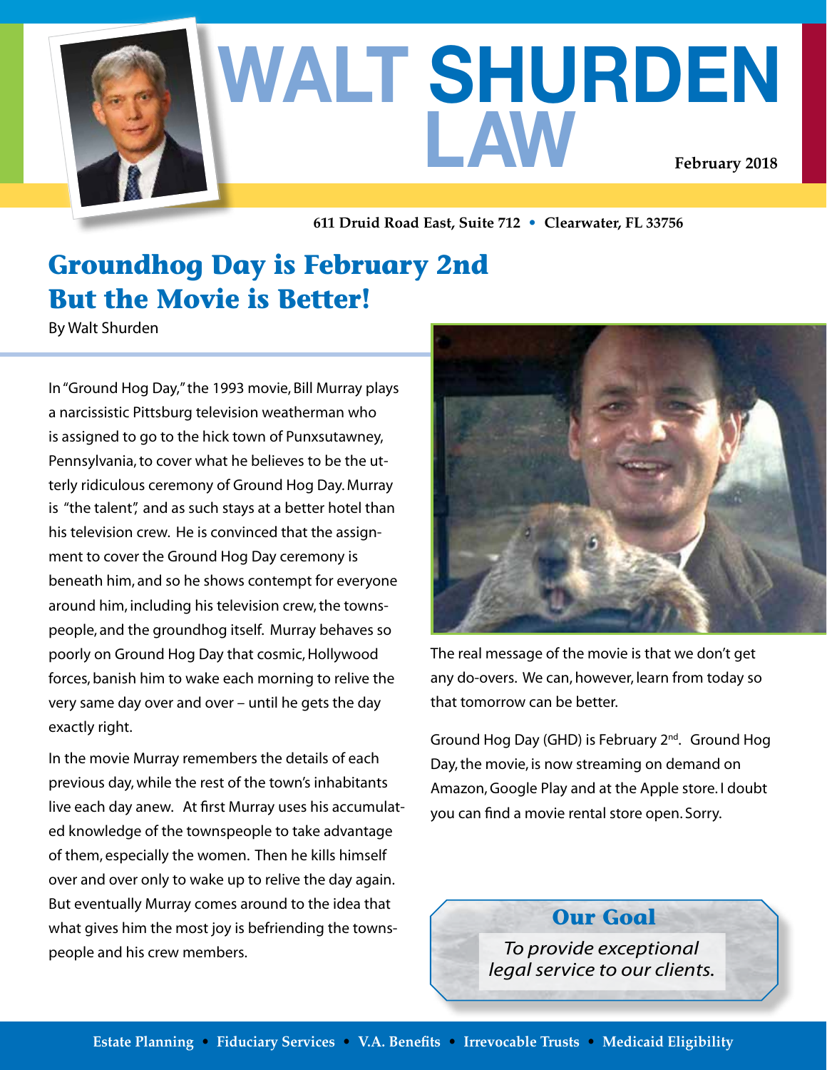# WALT SHURDEN LAW

February 2018

611 Druid Road East, Suite 712 • Clearwater, FL 33756

## Groundhog Day is February 2nd But the Movie is Better!

By Walt Shurden

In "Ground Hog Day," the 1993 movie, Bill Murray plays a narcissistic Pittsburg television weatherman who is assigned to go to the hick town of Punxsutawney, Pennsylvania, to cover what he believes to be the utterly ridiculous ceremony of Ground Hog Day. Murray is "the talent", and as such stays at a better hotel than his television crew. He is convinced that the assignment to cover the Ground Hog Day ceremony is beneath him, and so he shows contempt for everyone around him, including his television crew, the townspeople, and the groundhog itself. Murray behaves so poorly on Ground Hog Day that cosmic, Hollywood forces, banish him to wake each morning to relive the very same day over and over – until he gets the day exactly right.

In the movie Murray remembers the details of each previous day, while the rest of the town's inhabitants live each day anew. At first Murray uses his accumulated knowledge of the townspeople to take advantage of them, especially the women. Then he kills himself over and over only to wake up to relive the day again. But eventually Murray comes around to the idea that what gives him the most joy is befriending the townspeople and his crew members.

The real message of the movie is that we don't get any do-overs. We can, however, learn from today so that tomorrow can be better.

Ground Hog Day (GHD) is February 2nd. Ground Hog Day, the movie, is now streaming on demand on Amazon, Google Play and at the Apple store. I doubt you can find a movie rental store open. Sorry.

### Our Goal

*To provide exceptional legal service to our clients.*

Estate Planning • Fiduciary Services • V.A. Benefits • Irrevocable Trusts • Medicaid Eligibility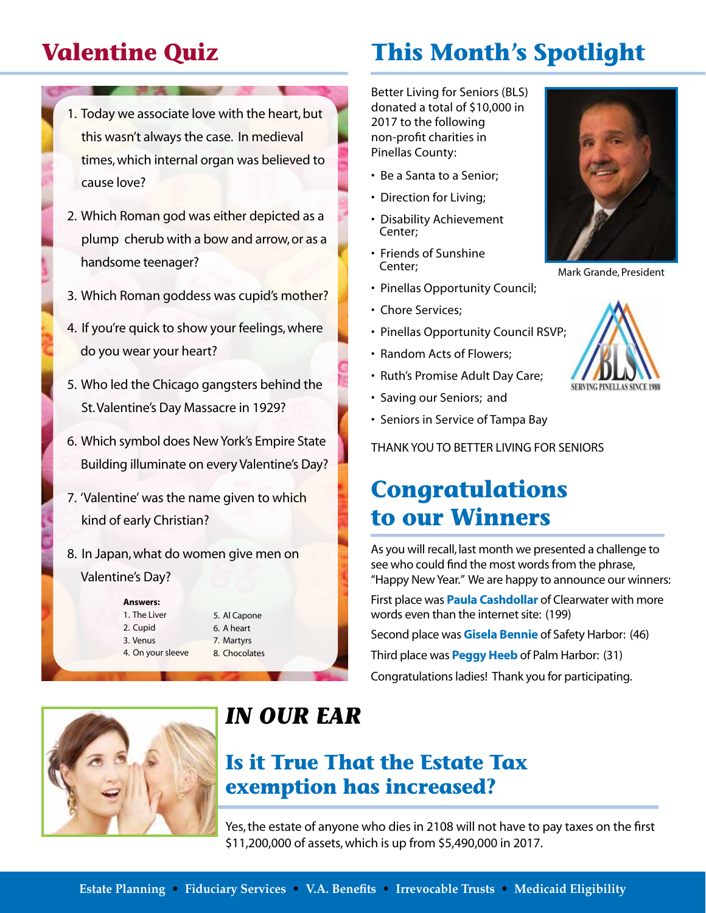## Valentine Quiz

1. Today we associate love with the heart, but this wasn't always the case. In medieval times, which internal organ was believed to cause love?
2. Which Roman god was either depicted as a plump cherub with a bow and arrow, or as a handsome teenager?
3. Which Roman goddess was cupid's mother?
4. If you're quick to show your feelings, where do you wear your heart?
5. Who led the Chicago gangsters behind the St. Valentine's Day Massacre in 1929?
6. Which symbol does New York's Empire State Building illuminate on every Valentine's Day?
7. 'Valentine' was the name given to which kind of early Christian?
8. In Japan, what do women give men on Valentine's Day?

**Answers:**

1. The Liver
2. Cupid
3. Venus
4. On your sleeve
5. Al Capone
6. A heart
7. Martyrs
8. Chocolates

## This Month's Spotlight

Better Living for Seniors (BLS) donated a total of $10,000 in 2017 to the following non-profit charities in Pinellas County:

- Be a Santa to a Senior;
- Direction for Living;
- Disability Achievement Center;
- Friends of Sunshine Center;
- Pinellas Opportunity Council;
- Chore Services;
- Pinellas Opportunity Council RSVP;
- Random Acts of Flowers;
- Ruth's Promise Adult Day Care;
- Saving our Seniors; and
- Seniors in Service of Tampa Bay

Mark Grande, President

BLS SERVING PINELLAS SINCE 1988

THANK YOU TO BETTER LIVING FOR SENIORS

## Congratulations to our Winners

As you will recall, last month we presented a challenge to see who could find the most words from the phrase, "Happy New Year." We are happy to announce our winners:

First place was **Paula Cashdollar** of Clearwater with more words even than the internet site: (199)

Second place was **Gisela Bennie** of Safety Harbor: (46)

Third place was **Peggy Heeb** of Palm Harbor: (31)

Congratulations ladies! Thank you for participating.

## *IN OUR EAR*

### Is it True That the Estate Tax exemption has increased?

Yes, the estate of anyone who dies in 2108 will not have to pay taxes on the first $11,200,000 of assets, which is up from $5,490,000 in 2017.

**Estate Planning • Fiduciary Services • V.A. Benefits • Irrevocable Trusts • Medicaid Eligibility**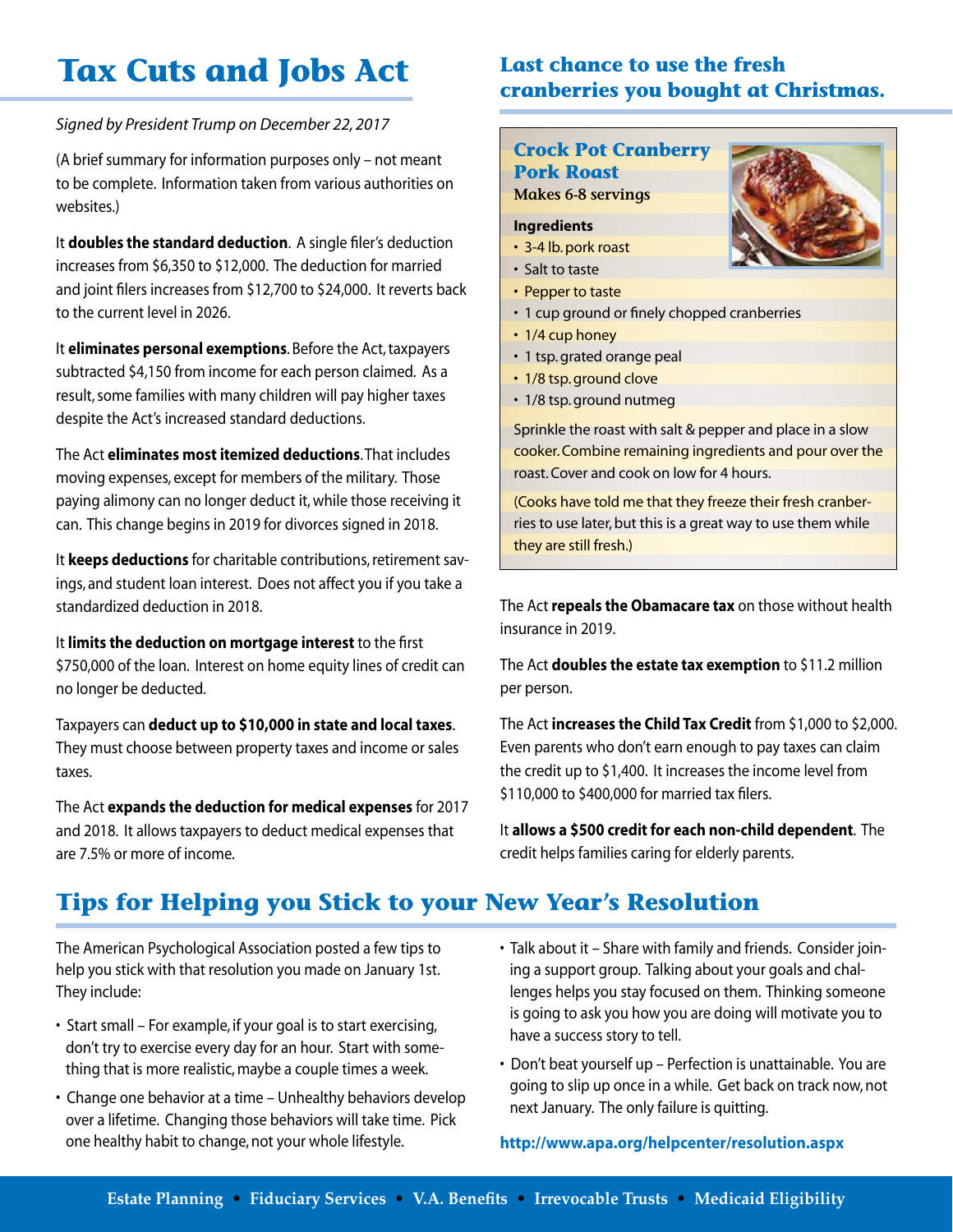# Tax Cuts and Jobs Act

*Signed by President Trump on December 22, 2017*

(A brief summary for information purposes only – not meant to be complete. Information taken from various authorities on websites.)

It **doubles the standard deduction**. A single filer's deduction increases from $6,350 to $12,000. The deduction for married and joint filers increases from $12,700 to $24,000. It reverts back to the current level in 2026.

It **eliminates personal exemptions**. Before the Act, taxpayers subtracted $4,150 from income for each person claimed. As a result, some families with many children will pay higher taxes despite the Act's increased standard deductions.

The Act **eliminates most itemized deductions**. That includes moving expenses, except for members of the military. Those paying alimony can no longer deduct it, while those receiving it can. This change begins in 2019 for divorces signed in 2018.

It **keeps deductions** for charitable contributions, retirement savings, and student loan interest. Does not affect you if you take a standardized deduction in 2018.

It **limits the deduction on mortgage interest** to the first $750,000 of the loan. Interest on home equity lines of credit can no longer be deducted.

Taxpayers can **deduct up to $10,000 in state and local taxes**. They must choose between property taxes and income or sales taxes.

The Act **expands the deduction for medical expenses** for 2017 and 2018. It allows taxpayers to deduct medical expenses that are 7.5% or more of income.

The Act **repeals the Obamacare tax** on those without health insurance in 2019.

The Act **doubles the estate tax exemption** to $11.2 million per person.

The Act **increases the Child Tax Credit** from $1,000 to $2,000. Even parents who don't earn enough to pay taxes can claim the credit up to $1,400. It increases the income level from $110,000 to $400,000 for married tax filers.

It **allows a $500 credit for each non-child dependent**. The credit helps families caring for elderly parents.

## Last chance to use the fresh cranberries you bought at Christmas.

### Crock Pot Cranberry Pork Roast

**Makes 6-8 servings**

**Ingredients**

- 3-4 lb. pork roast
- Salt to taste
- Pepper to taste
- 1 cup ground or finely chopped cranberries
- 1/4 cup honey
- 1 tsp. grated orange peal
- 1/8 tsp. ground clove
- 1/8 tsp. ground nutmeg

Sprinkle the roast with salt & pepper and place in a slow cooker. Combine remaining ingredients and pour over the roast. Cover and cook on low for 4 hours.

(Cooks have told me that they freeze their fresh cranberries to use later, but this is a great way to use them while they are still fresh.)

# Tips for Helping you Stick to your New Year's Resolution

The American Psychological Association posted a few tips to help you stick with that resolution you made on January 1st. They include:

- Start small – For example, if your goal is to start exercising, don't try to exercise every day for an hour. Start with something that is more realistic, maybe a couple times a week.
- Change one behavior at a time – Unhealthy behaviors develop over a lifetime. Changing those behaviors will take time. Pick one healthy habit to change, not your whole lifestyle.
- Talk about it – Share with family and friends. Consider joining a support group. Talking about your goals and challenges helps you stay focused on them. Thinking someone is going to ask you how you are doing will motivate you to have a success story to tell.
- Don't beat yourself up – Perfection is unattainable. You are going to slip up once in a while. Get back on track now, not next January. The only failure is quitting.

**http://www.apa.org/helpcenter/resolution.aspx**

**Estate Planning • Fiduciary Services • V.A. Benefits • Irrevocable Trusts • Medicaid Eligibility**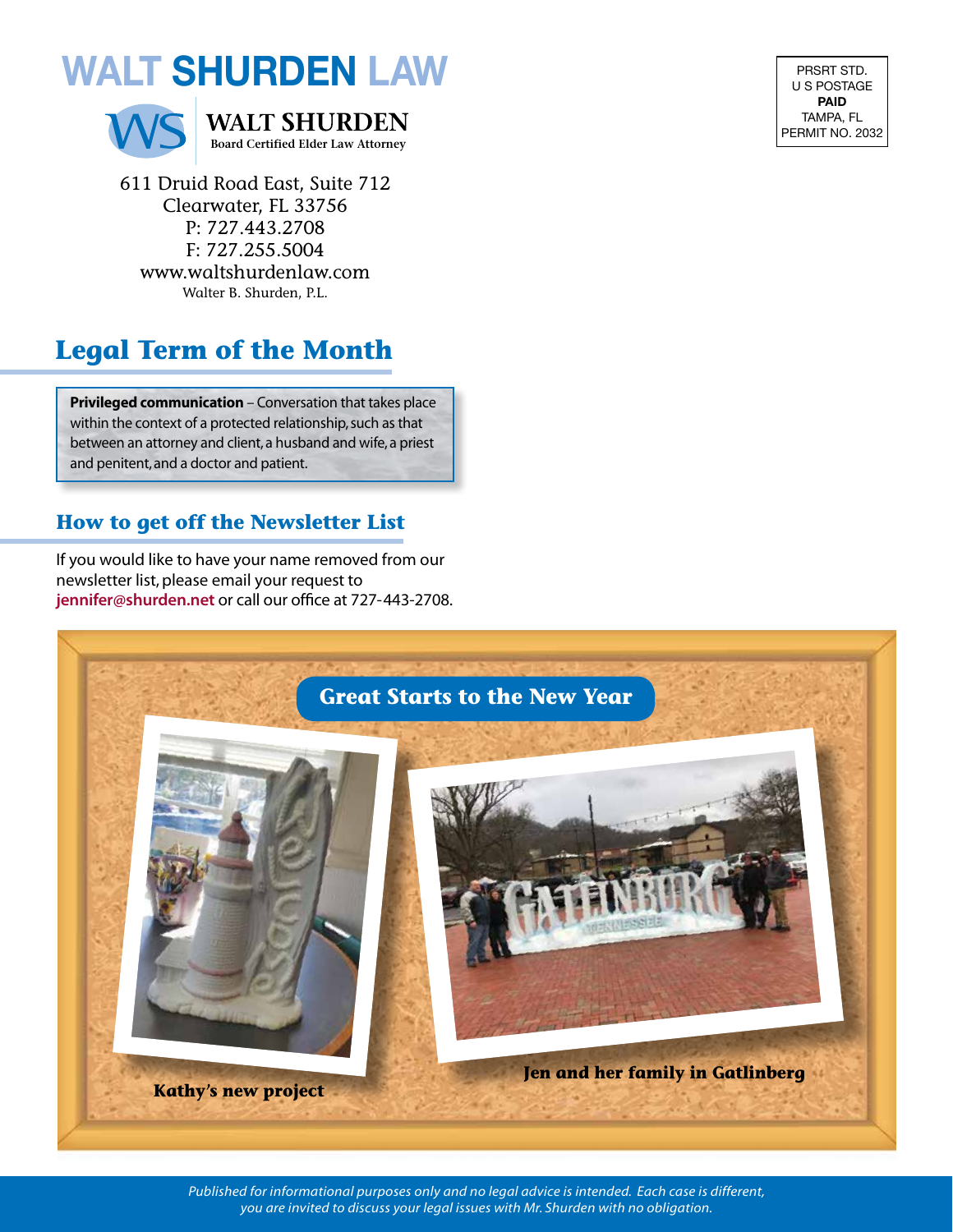# WALT SHURDEN LAW

**WALT SHURDEN**
Board Certified Elder Law Attorney

611 Druid Road East, Suite 712
Clearwater, FL 33756
P: 727.443.2708
F: 727.255.5004
www.waltshurdenlaw.com
Walter B. Shurden, P.L.

PRSRT STD.
U S POSTAGE
**PAID**
TAMPA, FL
PERMIT NO. 2032

## Legal Term of the Month

**Privileged communication** – Conversation that takes place within the context of a protected relationship, such as that between an attorney and client, a husband and wife, a priest and penitent, and a doctor and patient.

## How to get off the Newsletter List

If you would like to have your name removed from our newsletter list, please email your request to **jennifer@shurden.net** or call our office at 727-443-2708.

## Great Starts to the New Year

**Kathy's new project**

**Jen and her family in Gatlinberg**

*Published for informational purposes only and no legal advice is intended. Each case is different, you are invited to discuss your legal issues with Mr. Shurden with no obligation.*